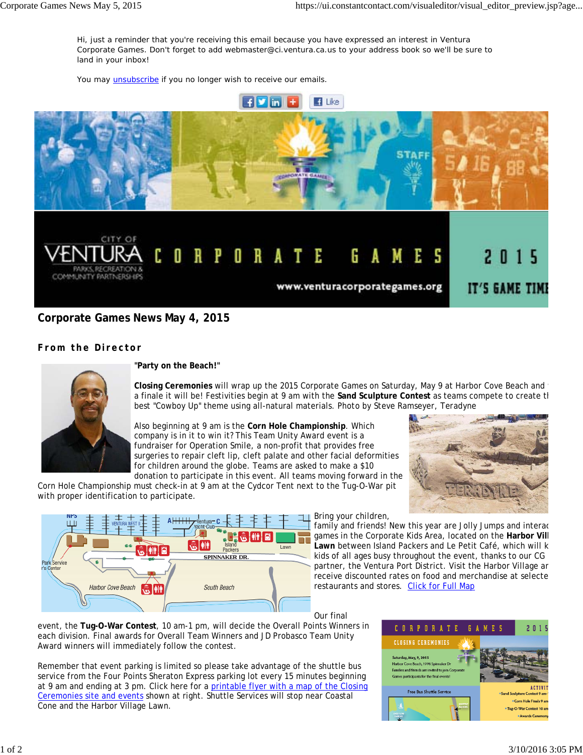Hi, just a reminder that you're receiving this email because you have expressed an interest in Ventura Corporate Games. Don't forget to add webmaster@ci.ventura.ca.us to your address book so we'll be sure to land in your inbox!

You may unsubscribe if you no longer wish to receive our emails.

CITY OF VENTURA PARKS, RECREATION & COMMUNITY PARTNERSHIPS CORPORATE GAMES 2015

www.venturacorporategames.org IT'S GAME TIME

## Corporate Games News May 4, 2015

### From the Director

**"Party on the Beach!"**

**Closing Ceremonies** will wrap up the 2015 Corporate Games on Saturday, May 9 at Harbor Cove Beach and a finale it will be! Festivities begin at 9 am with the **Sand Sculpture Contest** as teams compete to create the best "Cowboy Up" theme using all-natural materials. Photo by Steve Ramseyer, Teradyne

Also beginning at 9 am is the **Corn Hole Championship**. Which company is in it to win it? This Team Unity Award event is a fundraiser for Operation Smile, a non-profit that provides free surgeries to repair cleft lip, cleft palate and other facial deformities for children around the globe. Teams are asked to make a $10 donation to participate in this event. All teams moving forward in the Corn Hole Championship must check-in at 9 am at the Cydcor Tent next to the Tug-O-War pit with proper identification to participate.

Bring your children, family and friends! New this year are Jolly Jumps and interactive games in the Corporate Kids Area, located on the **Harbor Village Lawn** between Island Packers and Le Petit Café, which will keep kids of all ages busy throughout the event, thanks to our CG partner, the Ventura Port District. Visit the Harbor Village and receive discounted rates on food and merchandise at selected restaurants and stores. Click for Full Map

Our final event, the **Tug-O-War Contest**, 10 am-1 pm, will decide the Overall Points Winners in each division. Final awards for Overall Team Winners and JD Probasco Team Unity Award winners will immediately follow the contest.

Remember that event parking is limited so please take advantage of the shuttle bus service from the Four Points Sheraton Express parking lot every 15 minutes beginning at 9 am and ending at 3 pm. Click here for a printable flyer with a map of the Closing Ceremonies site and events shown at right. Shuttle Services will stop near Coastal Cone and the Harbor Village Lawn.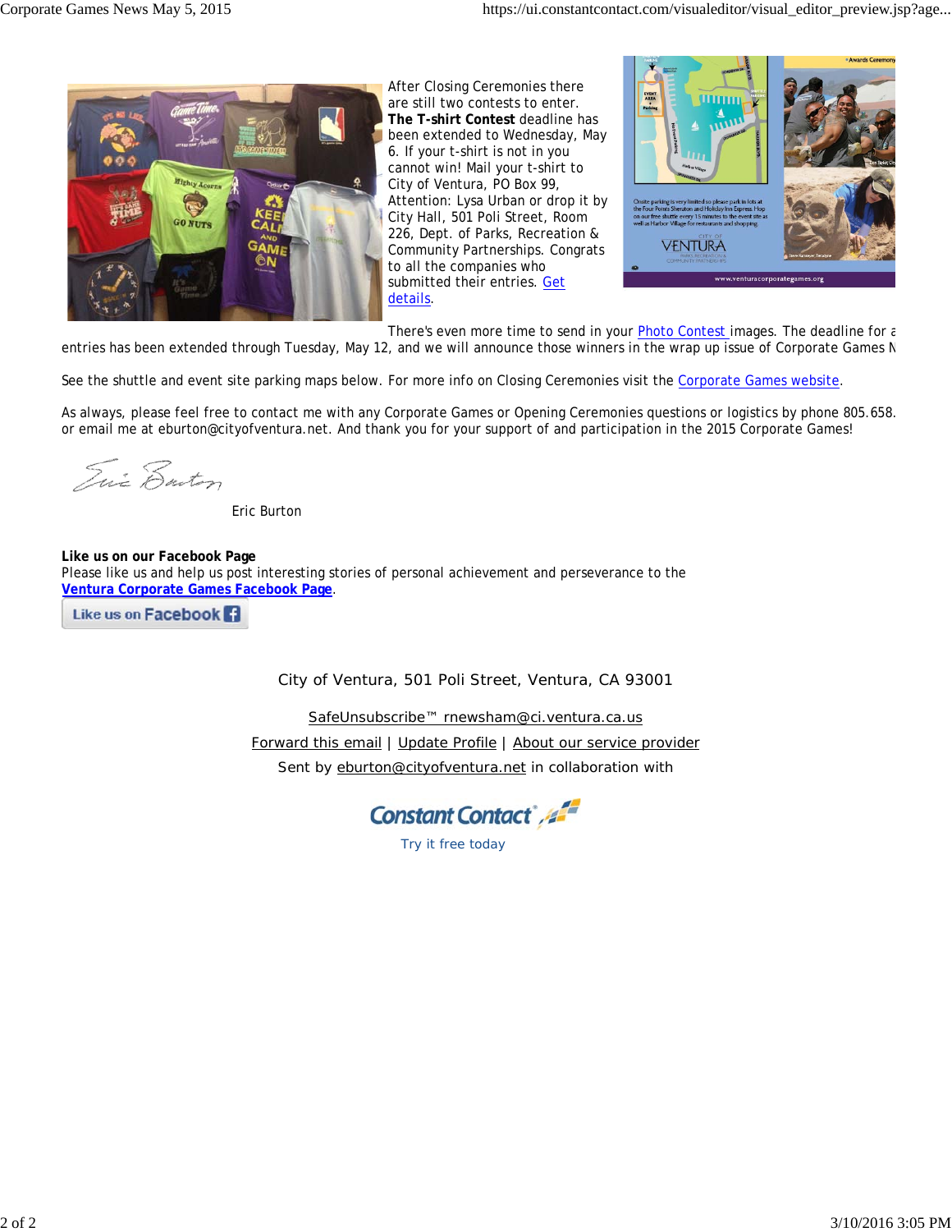After Closing Ceremonies there are still two contests to enter. **The T-shirt Contest** deadline has been extended to Wednesday, May 6. If your t-shirt is not in you cannot win! Mail your t-shirt to City of Ventura, PO Box 99, Attention: Lysa Urban or drop it by City Hall, 501 Poli Street, Room 226, Dept. of Parks, Recreation & Community Partnerships. Congrats to all the companies who submitted their entries. Get details.

There's even more time to send in your Photo Contest images. The deadline for a entries has been extended through Tuesday, May 12, and we will announce those winners in the wrap up issue of Corporate Games N

See the shuttle and event site parking maps below. For more info on Closing Ceremonies visit the Corporate Games website.

As always, please feel free to contact me with any Corporate Games or Opening Ceremonies questions or logistics by phone 805.658. or email me at eburton@cityofventura.net. And thank you for your support of and participation in the 2015 Corporate Games!

Eric Burton

**Like us on our Facebook Page**
Please like us and help us post interesting stories of personal achievement and perseverance to the **Ventura Corporate Games Facebook Page**.

Like us on Facebook

City of Ventura, 501 Poli Street, Ventura, CA 93001

SafeUnsubscribe™ rnewsham@ci.ventura.ca.us

Forward this email | Update Profile | About our service provider

Sent by eburton@cityofventura.net in collaboration with

Constant Contact

Try it free today